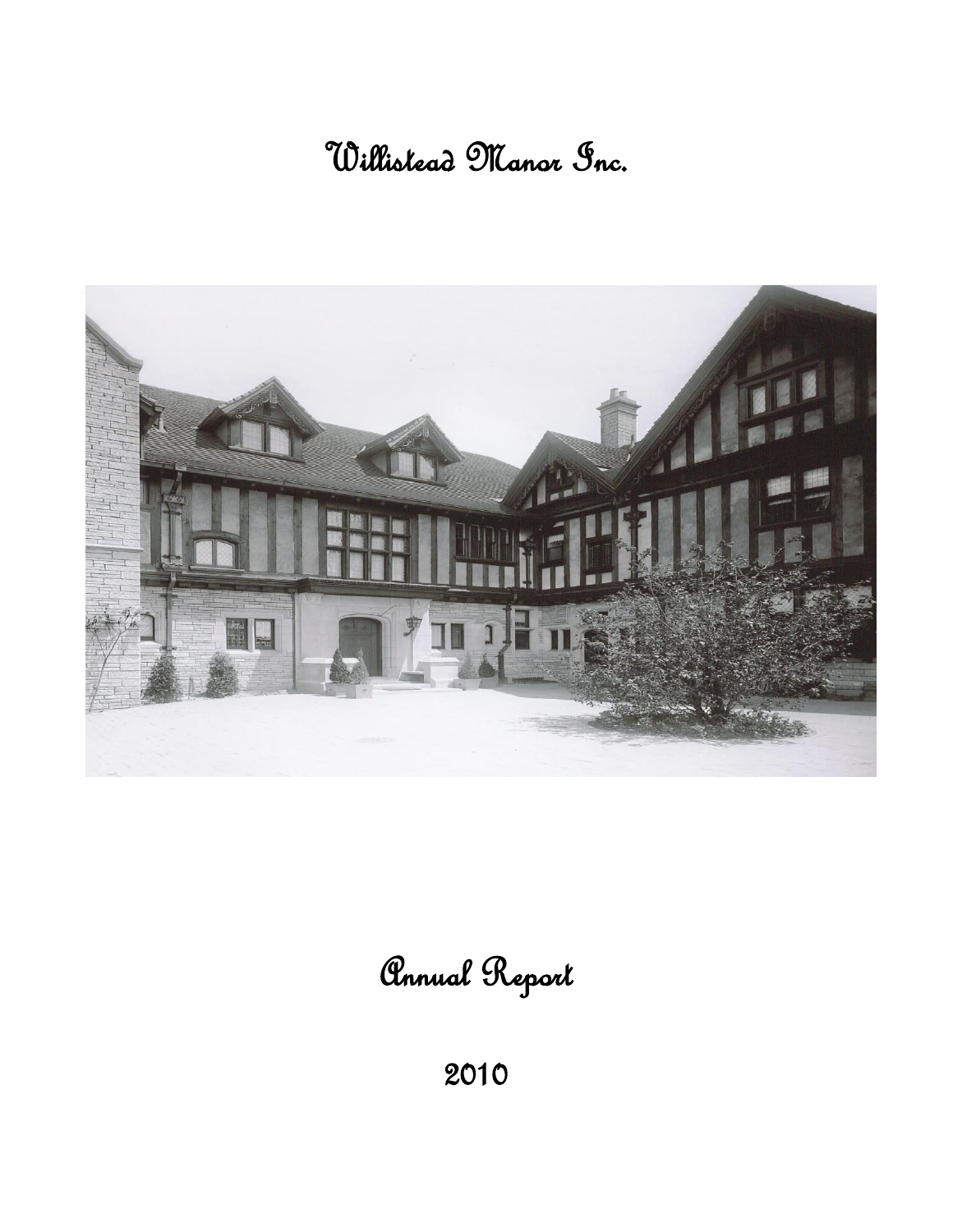# Willistead Manor Inc.

# Annual Report

## 2010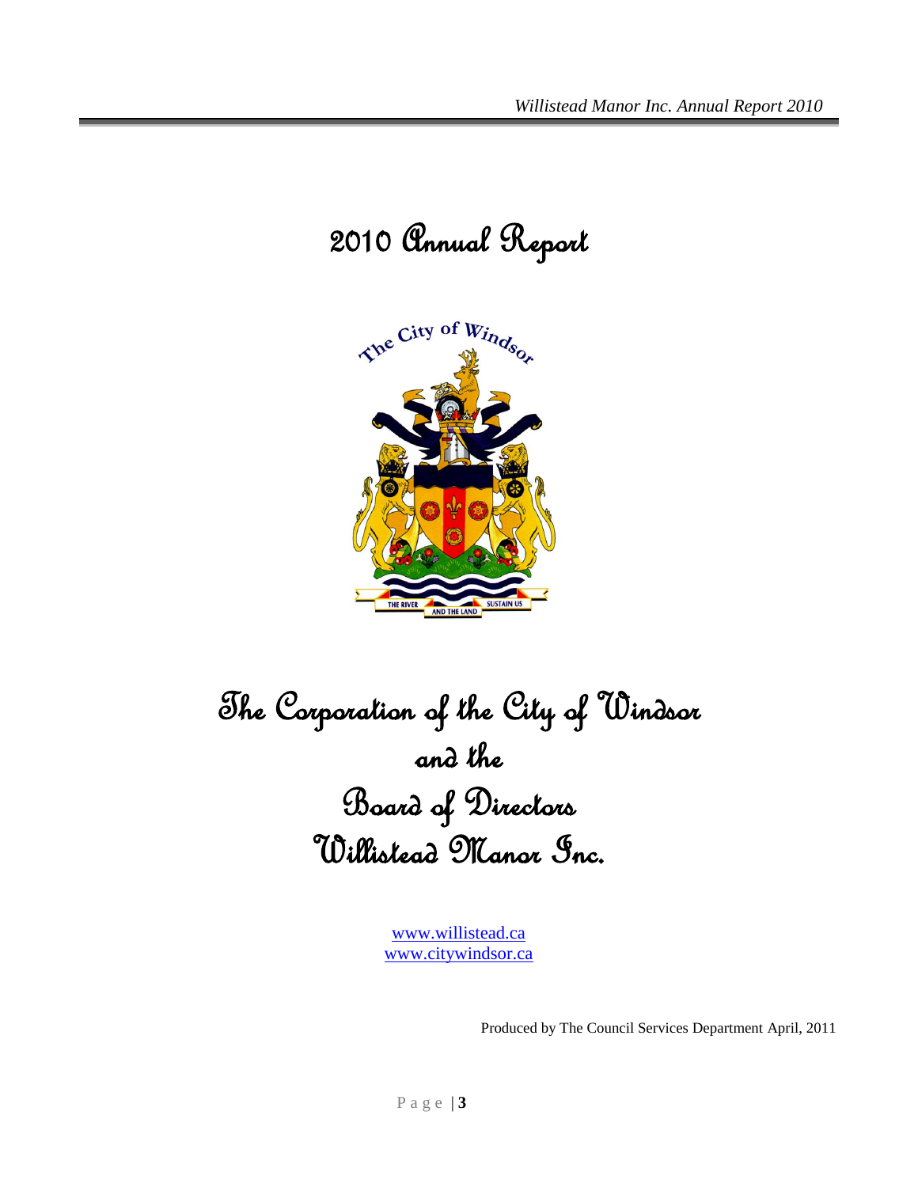# 2010 Annual Report

# The Corporation of the City of Windsor
# and the
# Board of Directors
# Willistead Manor Inc.

www.willistead.ca
www.citywindsor.ca

Produced by The Council Services Department April, 2011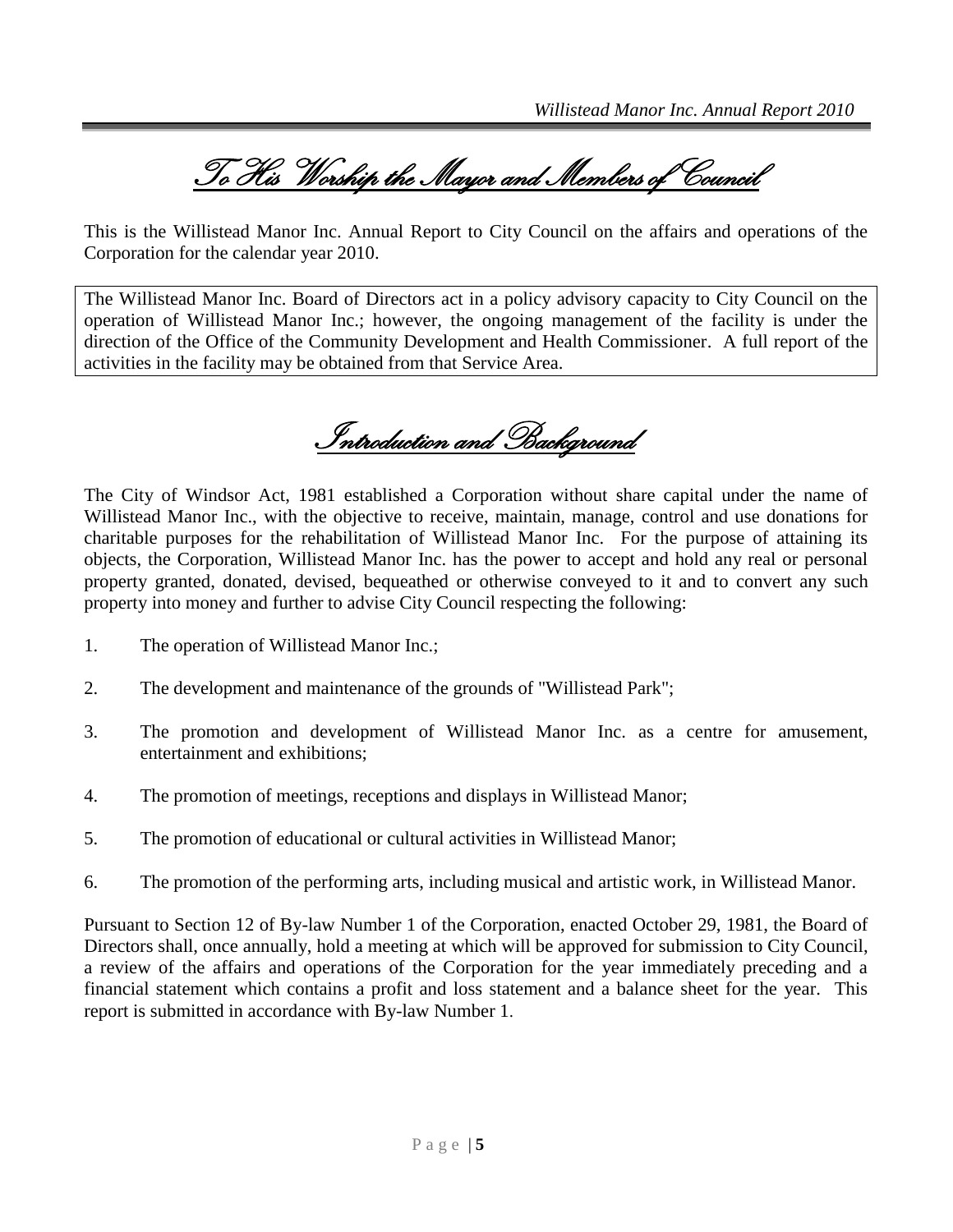## To His Worship the Mayor and Members of Council

This is the Willistead Manor Inc. Annual Report to City Council on the affairs and operations of the Corporation for the calendar year 2010.

The Willistead Manor Inc. Board of Directors act in a policy advisory capacity to City Council on the operation of Willistead Manor Inc.; however, the ongoing management of the facility is under the direction of the Office of the Community Development and Health Commissioner. A full report of the activities in the facility may be obtained from that Service Area.

## Introduction and Background

The City of Windsor Act, 1981 established a Corporation without share capital under the name of Willistead Manor Inc., with the objective to receive, maintain, manage, control and use donations for charitable purposes for the rehabilitation of Willistead Manor Inc. For the purpose of attaining its objects, the Corporation, Willistead Manor Inc. has the power to accept and hold any real or personal property granted, donated, devised, bequeathed or otherwise conveyed to it and to convert any such property into money and further to advise City Council respecting the following:

1. The operation of Willistead Manor Inc.;
2. The development and maintenance of the grounds of "Willistead Park";
3. The promotion and development of Willistead Manor Inc. as a centre for amusement, entertainment and exhibitions;
4. The promotion of meetings, receptions and displays in Willistead Manor;
5. The promotion of educational or cultural activities in Willistead Manor;
6. The promotion of the performing arts, including musical and artistic work, in Willistead Manor.

Pursuant to Section 12 of By-law Number 1 of the Corporation, enacted October 29, 1981, the Board of Directors shall, once annually, hold a meeting at which will be approved for submission to City Council, a review of the affairs and operations of the Corporation for the year immediately preceding and a financial statement which contains a profit and loss statement and a balance sheet for the year. This report is submitted in accordance with By-law Number 1.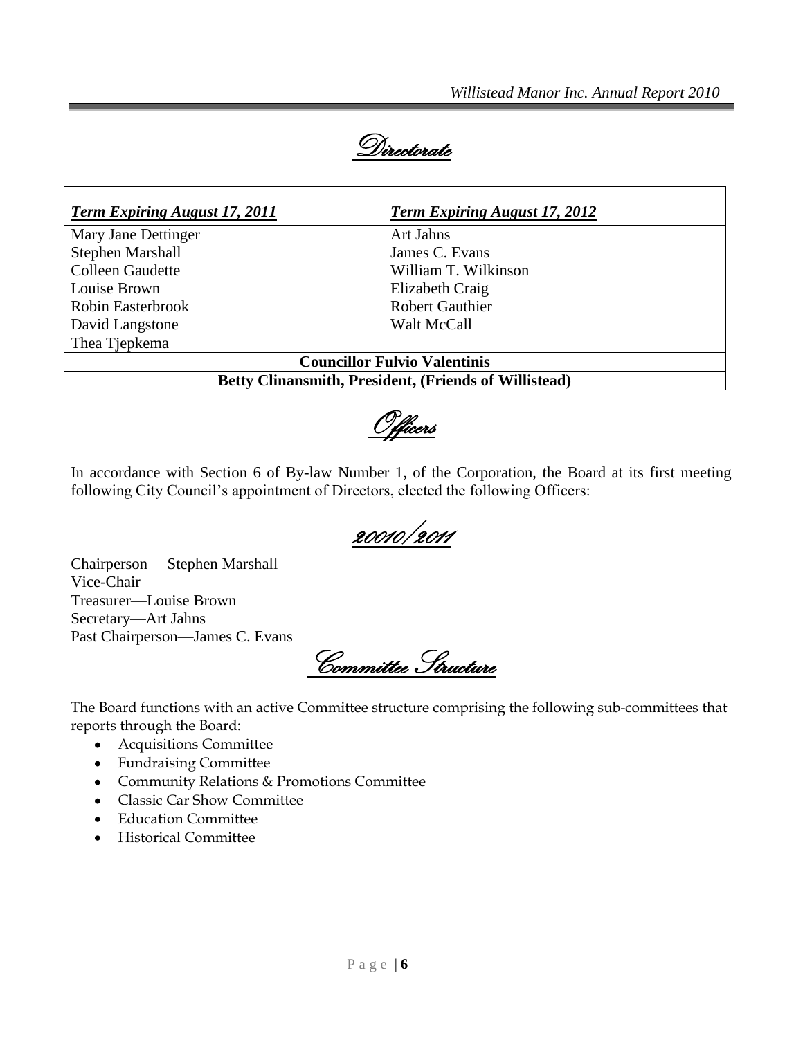# Directorate

| *Term Expiring August 17, 2011* | *Term Expiring August 17, 2012* |
|---|---|
| Mary Jane Dettinger | Art Jahns |
| Stephen Marshall | James C. Evans |
| Colleen Gaudette | William T. Wilkinson |
| Louise Brown | Elizabeth Craig |
| Robin Easterbrook | Robert Gauthier |
| David Langstone | Walt McCall |
| Thea Tjepkema | |
| **Councillor Fulvio Valentinis** | |
| **Betty Clinansmith, President, (Friends of Willistead)** | |

# Officers

In accordance with Section 6 of By-law Number 1, of the Corporation, the Board at its first meeting following City Council's appointment of Directors, elected the following Officers:

## 20010/2011

Chairperson— Stephen Marshall
Vice-Chair—
Treasurer—Louise Brown
Secretary—Art Jahns
Past Chairperson—James C. Evans

# Committee Structure

The Board functions with an active Committee structure comprising the following sub-committees that reports through the Board:

- Acquisitions Committee
- Fundraising Committee
- Community Relations & Promotions Committee
- Classic Car Show Committee
- Education Committee
- Historical Committee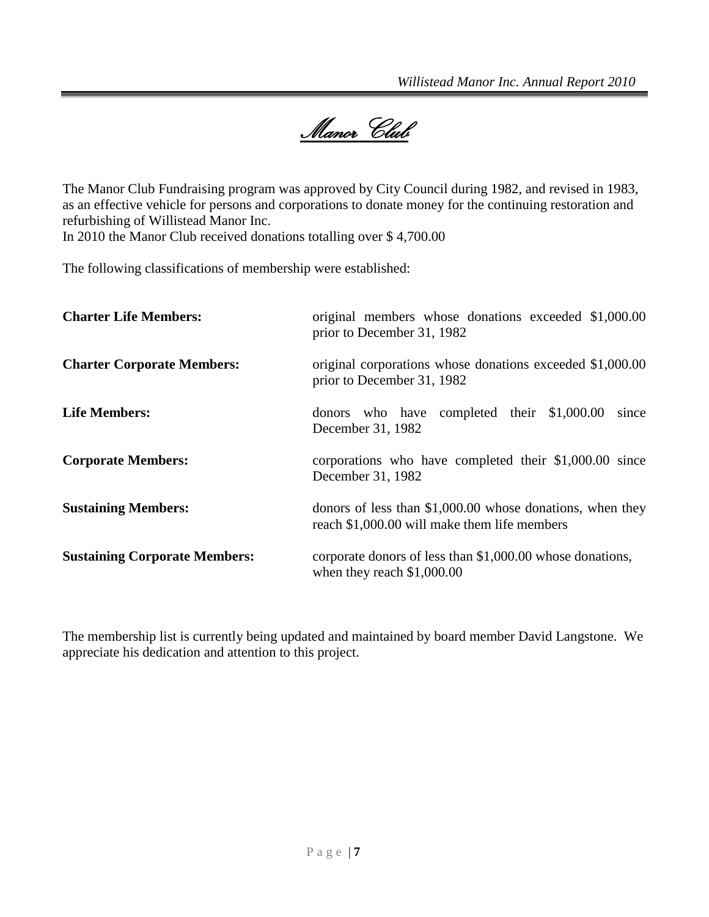# Manor Club

The Manor Club Fundraising program was approved by City Council during 1982, and revised in 1983, as an effective vehicle for persons and corporations to donate money for the continuing restoration and refurbishing of Willistead Manor Inc.
In 2010 the Manor Club received donations totalling over $ 4,700.00

The following classifications of membership were established:

| | |
|---|---|
| **Charter Life Members:** | original members whose donations exceeded $1,000.00 prior to December 31, 1982 |
| **Charter Corporate Members:** | original corporations whose donations exceeded $1,000.00 prior to December 31, 1982 |
| **Life Members:** | donors who have completed their $1,000.00 since December 31, 1982 |
| **Corporate Members:** | corporations who have completed their $1,000.00 since December 31, 1982 |
| **Sustaining Members:** | donors of less than $1,000.00 whose donations, when they reach $1,000.00 will make them life members |
| **Sustaining Corporate Members:** | corporate donors of less than $1,000.00 whose donations, when they reach $1,000.00 |

The membership list is currently being updated and maintained by board member David Langstone. We appreciate his dedication and attention to this project.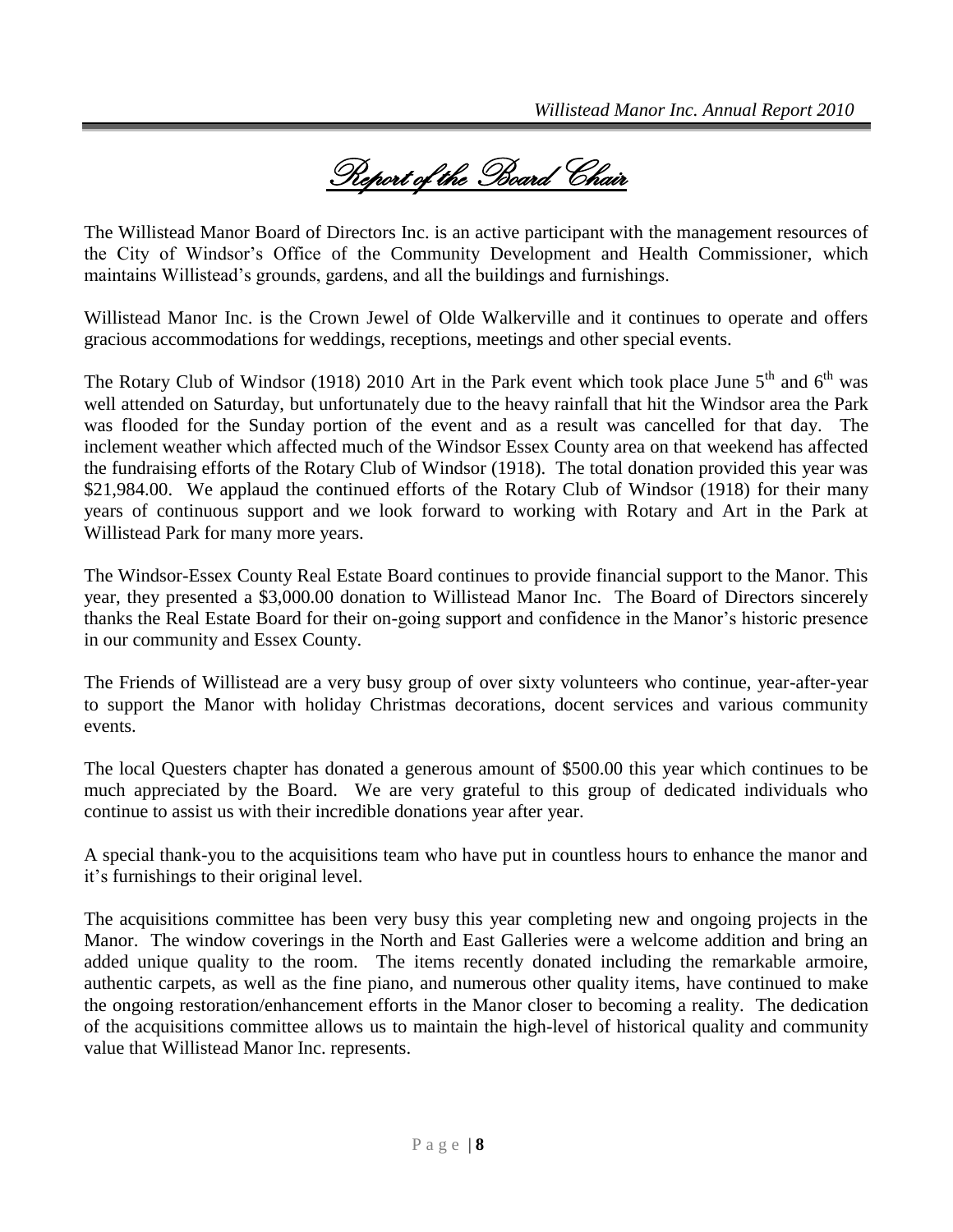# Report of the Board Chair

The Willistead Manor Board of Directors Inc. is an active participant with the management resources of the City of Windsor's Office of the Community Development and Health Commissioner, which maintains Willistead's grounds, gardens, and all the buildings and furnishings.

Willistead Manor Inc. is the Crown Jewel of Olde Walkerville and it continues to operate and offers gracious accommodations for weddings, receptions, meetings and other special events.

The Rotary Club of Windsor (1918) 2010 Art in the Park event which took place June 5th and 6th was well attended on Saturday, but unfortunately due to the heavy rainfall that hit the Windsor area the Park was flooded for the Sunday portion of the event and as a result was cancelled for that day. The inclement weather which affected much of the Windsor Essex County area on that weekend has affected the fundraising efforts of the Rotary Club of Windsor (1918). The total donation provided this year was $21,984.00. We applaud the continued efforts of the Rotary Club of Windsor (1918) for their many years of continuous support and we look forward to working with Rotary and Art in the Park at Willistead Park for many more years.

The Windsor-Essex County Real Estate Board continues to provide financial support to the Manor. This year, they presented a $3,000.00 donation to Willistead Manor Inc. The Board of Directors sincerely thanks the Real Estate Board for their on-going support and confidence in the Manor's historic presence in our community and Essex County.

The Friends of Willistead are a very busy group of over sixty volunteers who continue, year-after-year to support the Manor with holiday Christmas decorations, docent services and various community events.

The local Questers chapter has donated a generous amount of $500.00 this year which continues to be much appreciated by the Board. We are very grateful to this group of dedicated individuals who continue to assist us with their incredible donations year after year.

A special thank-you to the acquisitions team who have put in countless hours to enhance the manor and it's furnishings to their original level.

The acquisitions committee has been very busy this year completing new and ongoing projects in the Manor. The window coverings in the North and East Galleries were a welcome addition and bring an added unique quality to the room. The items recently donated including the remarkable armoire, authentic carpets, as well as the fine piano, and numerous other quality items, have continued to make the ongoing restoration/enhancement efforts in the Manor closer to becoming a reality. The dedication of the acquisitions committee allows us to maintain the high-level of historical quality and community value that Willistead Manor Inc. represents.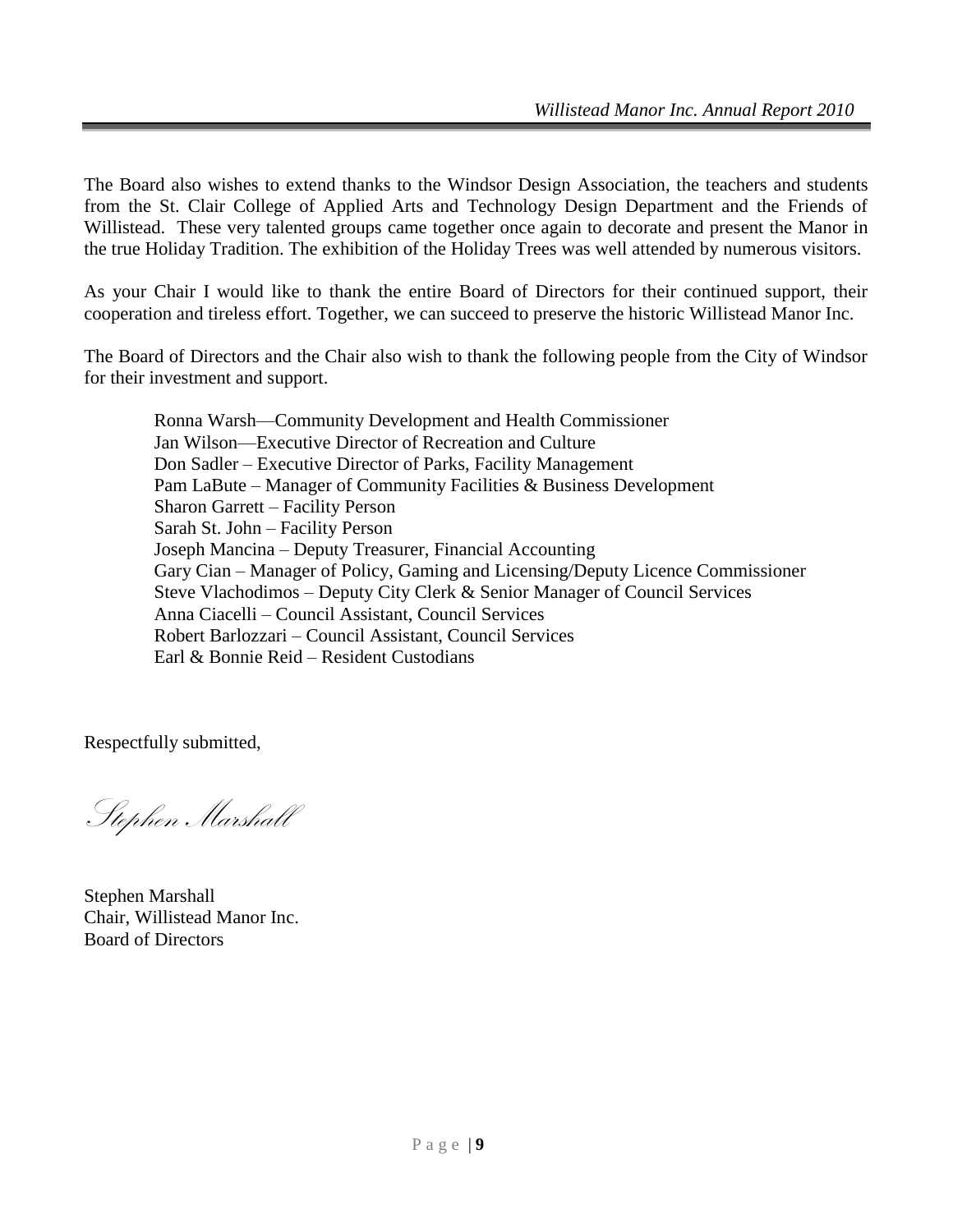The Board also wishes to extend thanks to the Windsor Design Association, the teachers and students from the St. Clair College of Applied Arts and Technology Design Department and the Friends of Willistead. These very talented groups came together once again to decorate and present the Manor in the true Holiday Tradition. The exhibition of the Holiday Trees was well attended by numerous visitors.

As your Chair I would like to thank the entire Board of Directors for their continued support, their cooperation and tireless effort. Together, we can succeed to preserve the historic Willistead Manor Inc.

The Board of Directors and the Chair also wish to thank the following people from the City of Windsor for their investment and support.

Ronna Warsh—Community Development and Health Commissioner
Jan Wilson—Executive Director of Recreation and Culture
Don Sadler – Executive Director of Parks, Facility Management
Pam LaBute – Manager of Community Facilities & Business Development
Sharon Garrett – Facility Person
Sarah St. John – Facility Person
Joseph Mancina – Deputy Treasurer, Financial Accounting
Gary Cian – Manager of Policy, Gaming and Licensing/Deputy Licence Commissioner
Steve Vlachodimos – Deputy City Clerk & Senior Manager of Council Services
Anna Ciacelli – Council Assistant, Council Services
Robert Barlozzari – Council Assistant, Council Services
Earl & Bonnie Reid – Resident Custodians

Respectfully submitted,

*Stephen Marshall*

Stephen Marshall
Chair, Willistead Manor Inc.
Board of Directors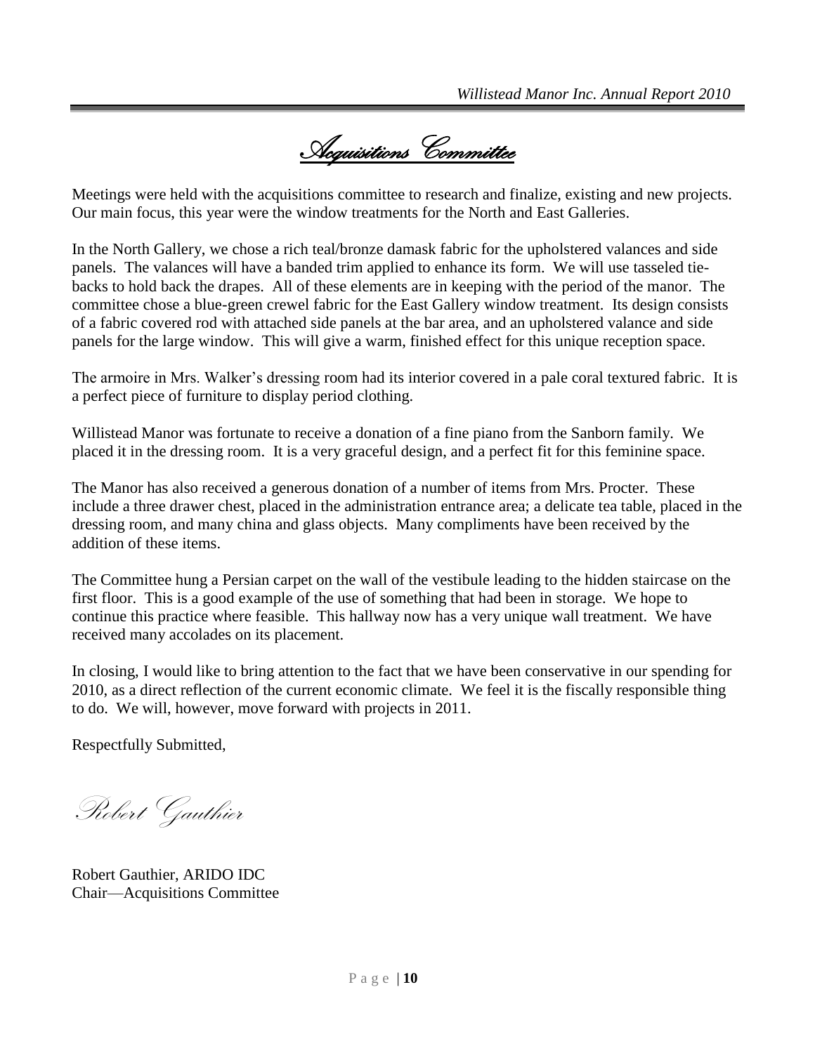# Acquisitions Committee

Meetings were held with the acquisitions committee to research and finalize, existing and new projects. Our main focus, this year were the window treatments for the North and East Galleries.

In the North Gallery, we chose a rich teal/bronze damask fabric for the upholstered valances and side panels. The valances will have a banded trim applied to enhance its form. We will use tasseled tie-backs to hold back the drapes. All of these elements are in keeping with the period of the manor. The committee chose a blue-green crewel fabric for the East Gallery window treatment. Its design consists of a fabric covered rod with attached side panels at the bar area, and an upholstered valance and side panels for the large window. This will give a warm, finished effect for this unique reception space.

The armoire in Mrs. Walker's dressing room had its interior covered in a pale coral textured fabric. It is a perfect piece of furniture to display period clothing.

Willistead Manor was fortunate to receive a donation of a fine piano from the Sanborn family. We placed it in the dressing room. It is a very graceful design, and a perfect fit for this feminine space.

The Manor has also received a generous donation of a number of items from Mrs. Procter. These include a three drawer chest, placed in the administration entrance area; a delicate tea table, placed in the dressing room, and many china and glass objects. Many compliments have been received by the addition of these items.

The Committee hung a Persian carpet on the wall of the vestibule leading to the hidden staircase on the first floor. This is a good example of the use of something that had been in storage. We hope to continue this practice where feasible. This hallway now has a very unique wall treatment. We have received many accolades on its placement.

In closing, I would like to bring attention to the fact that we have been conservative in our spending for 2010, as a direct reflection of the current economic climate. We feel it is the fiscally responsible thing to do. We will, however, move forward with projects in 2011.

Respectfully Submitted,

*Robert Gauthier*

Robert Gauthier, ARIDO IDC
Chair—Acquisitions Committee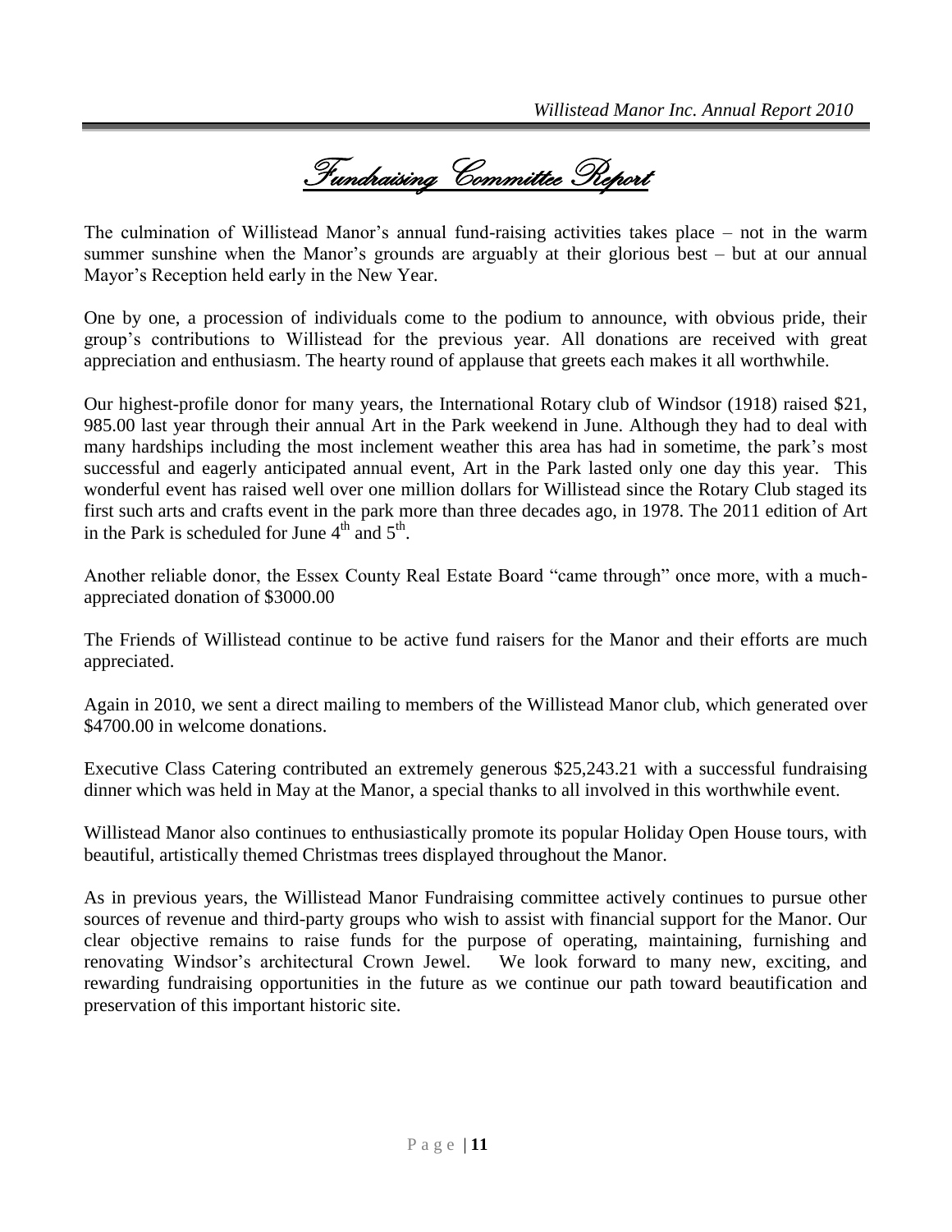# Fundraising Committee Report

The culmination of Willistead Manor's annual fund-raising activities takes place – not in the warm summer sunshine when the Manor's grounds are arguably at their glorious best – but at our annual Mayor's Reception held early in the New Year.

One by one, a procession of individuals come to the podium to announce, with obvious pride, their group's contributions to Willistead for the previous year. All donations are received with great appreciation and enthusiasm. The hearty round of applause that greets each makes it all worthwhile.

Our highest-profile donor for many years, the International Rotary club of Windsor (1918) raised $21, 985.00 last year through their annual Art in the Park weekend in June. Although they had to deal with many hardships including the most inclement weather this area has had in sometime, the park's most successful and eagerly anticipated annual event, Art in the Park lasted only one day this year. This wonderful event has raised well over one million dollars for Willistead since the Rotary Club staged its first such arts and crafts event in the park more than three decades ago, in 1978. The 2011 edition of Art in the Park is scheduled for June 4th and 5th.

Another reliable donor, the Essex County Real Estate Board "came through" once more, with a much-appreciated donation of $3000.00

The Friends of Willistead continue to be active fund raisers for the Manor and their efforts are much appreciated.

Again in 2010, we sent a direct mailing to members of the Willistead Manor club, which generated over $4700.00 in welcome donations.

Executive Class Catering contributed an extremely generous $25,243.21 with a successful fundraising dinner which was held in May at the Manor, a special thanks to all involved in this worthwhile event.

Willistead Manor also continues to enthusiastically promote its popular Holiday Open House tours, with beautiful, artistically themed Christmas trees displayed throughout the Manor.

As in previous years, the Willistead Manor Fundraising committee actively continues to pursue other sources of revenue and third-party groups who wish to assist with financial support for the Manor. Our clear objective remains to raise funds for the purpose of operating, maintaining, furnishing and renovating Windsor's architectural Crown Jewel. We look forward to many new, exciting, and rewarding fundraising opportunities in the future as we continue our path toward beautification and preservation of this important historic site.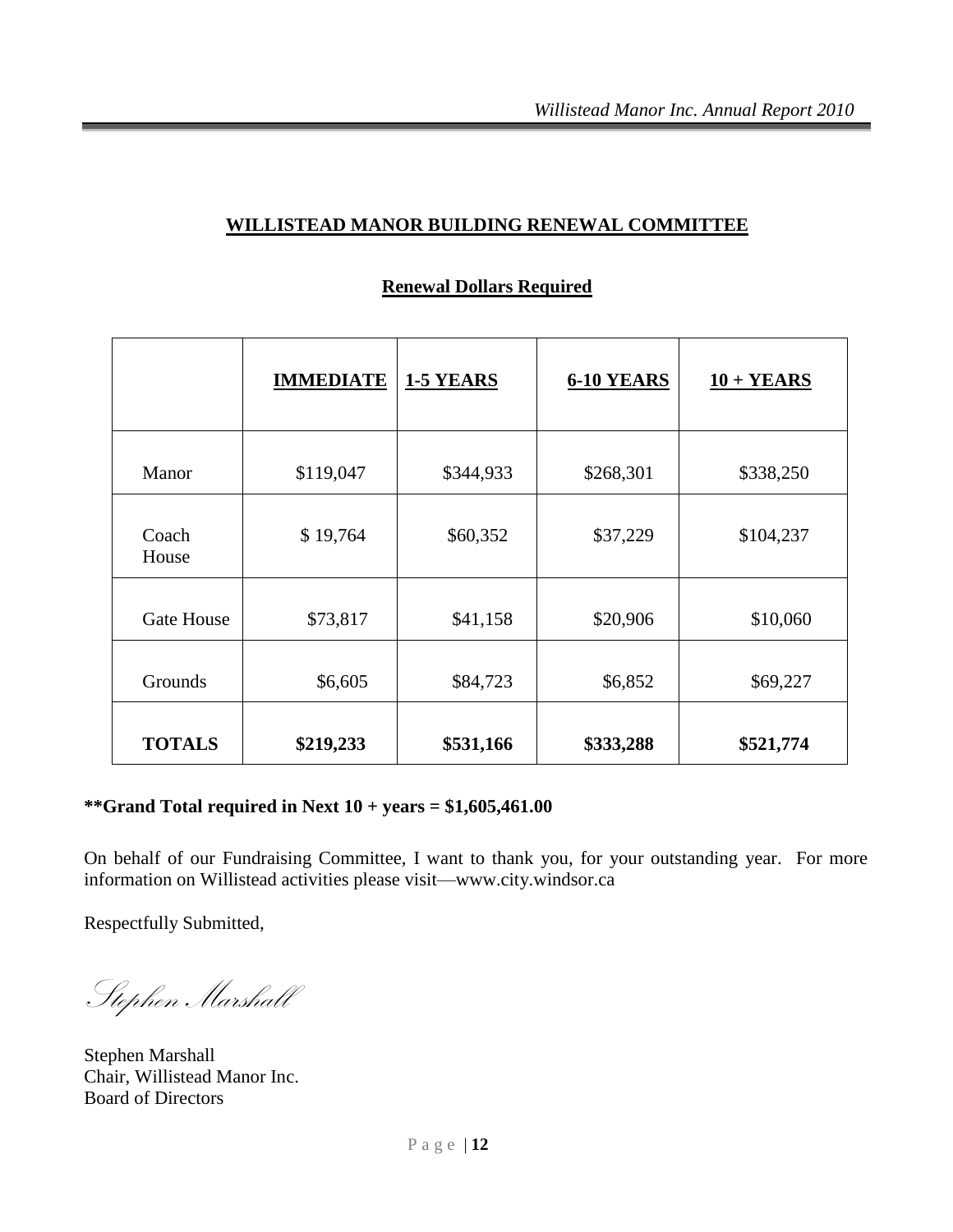## WILLISTEAD MANOR BUILDING RENEWAL COMMITTEE

### Renewal Dollars Required

| | IMMEDIATE | 1-5 YEARS | 6-10 YEARS | 10 + YEARS |
|---|---|---|---|---|
| Manor | $119,047 | $344,933 | $268,301 | $338,250 |
| Coach House | $ 19,764 | $60,352 | $37,229 | $104,237 |
| Gate House | $73,817 | $41,158 | $20,906 | $10,060 |
| Grounds | $6,605 | $84,723 | $6,852 | $69,227 |
| **TOTALS** | **$219,233** | **$531,166** | **$333,288** | **$521,774** |

**\*\*Grand Total required in Next 10 + years = $1,605,461.00**

On behalf of our Fundraising Committee, I want to thank you, for your outstanding year. For more information on Willistead activities please visit—www.city.windsor.ca

Respectfully Submitted,

*Stephen Marshall*

Stephen Marshall
Chair, Willistead Manor Inc.
Board of Directors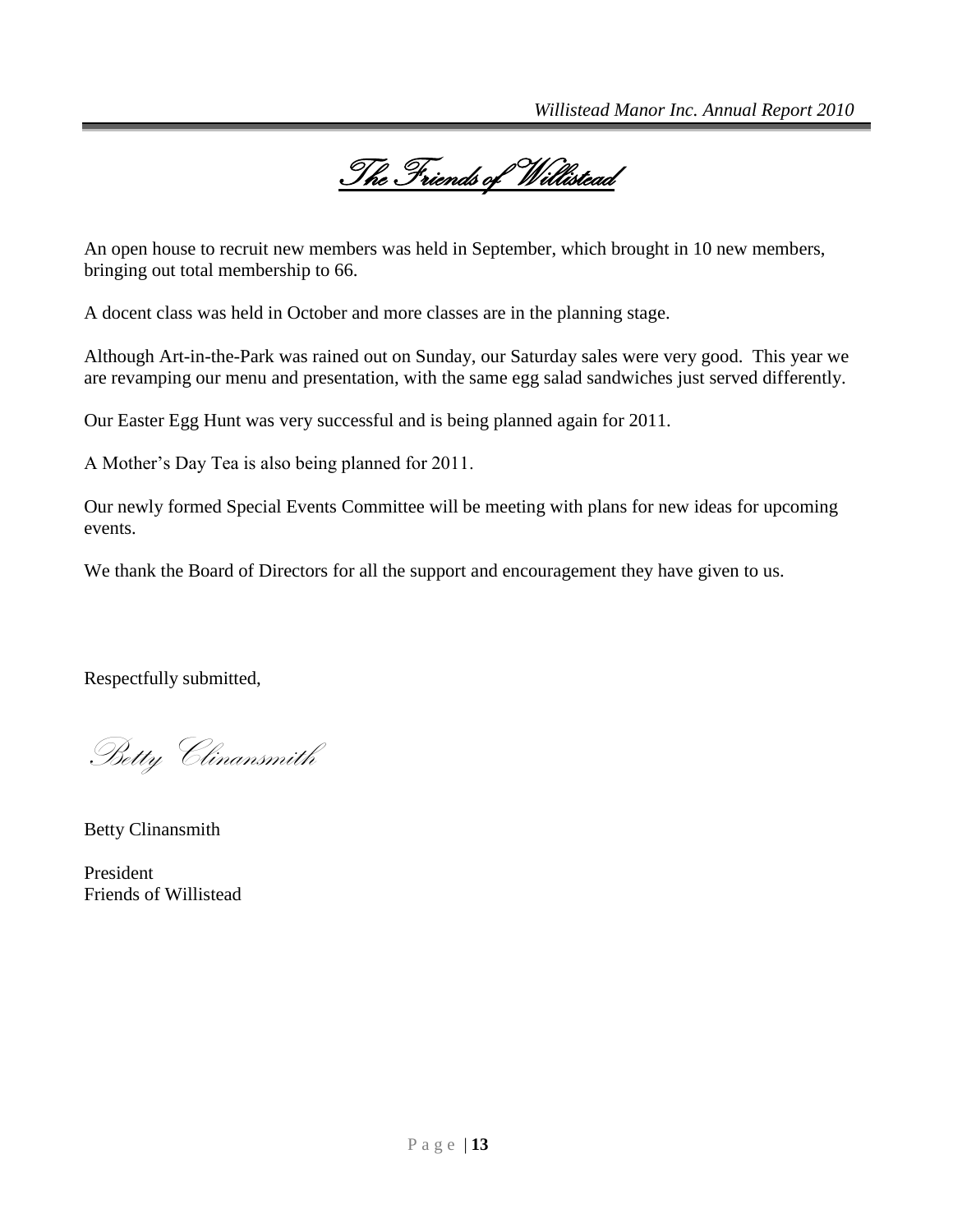# The Friends of Willistead

An open house to recruit new members was held in September, which brought in 10 new members, bringing out total membership to 66.

A docent class was held in October and more classes are in the planning stage.

Although Art-in-the-Park was rained out on Sunday, our Saturday sales were very good. This year we are revamping our menu and presentation, with the same egg salad sandwiches just served differently.

Our Easter Egg Hunt was very successful and is being planned again for 2011.

A Mother's Day Tea is also being planned for 2011.

Our newly formed Special Events Committee will be meeting with plans for new ideas for upcoming events.

We thank the Board of Directors for all the support and encouragement they have given to us.

Respectfully submitted,

*Betty Clinansmith*

Betty Clinansmith

President
Friends of Willistead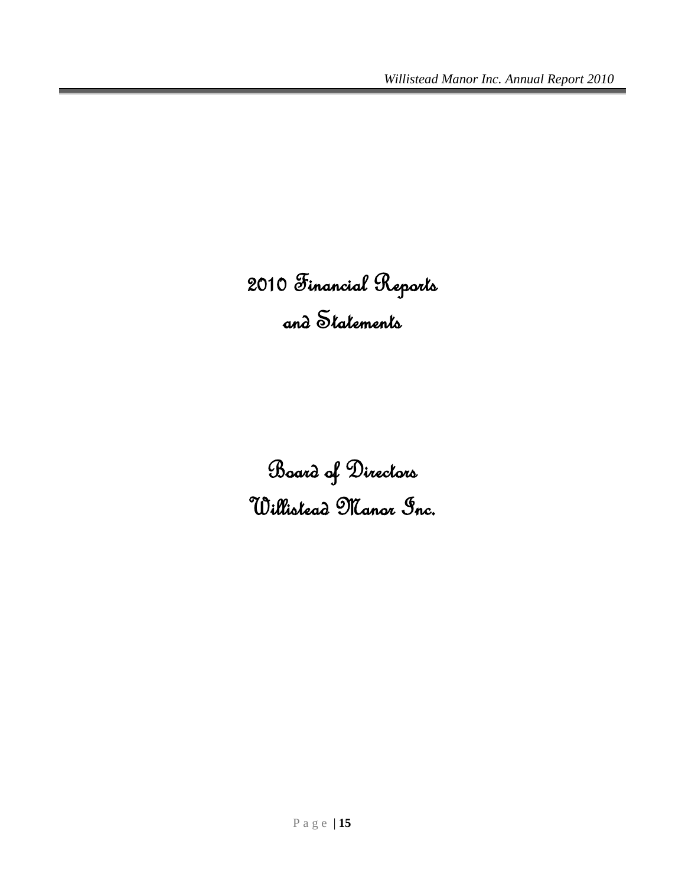# 2010 Financial Reports and Statements

## Board of Directors Willistead Manor Inc.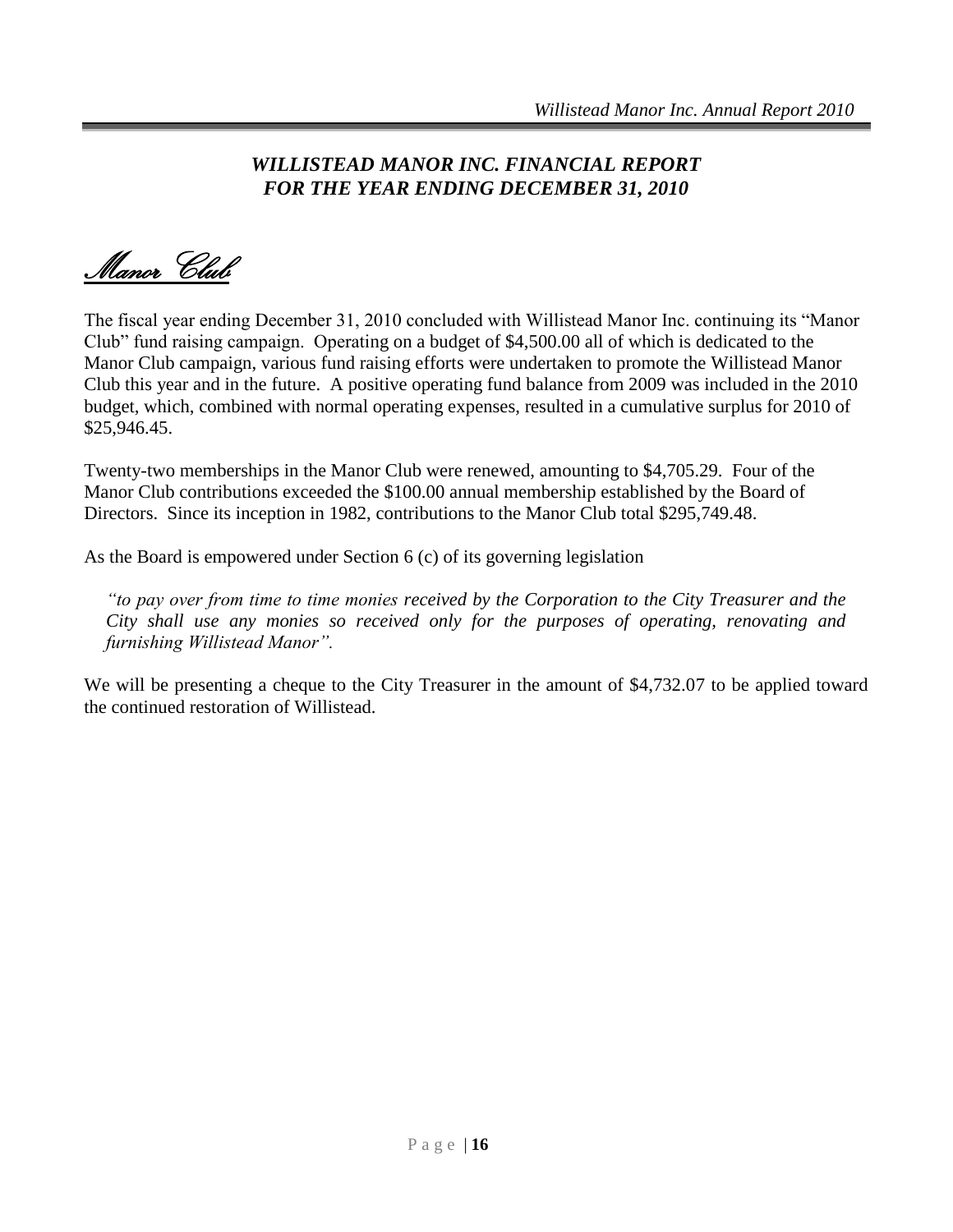## *WILLISTEAD MANOR INC. FINANCIAL REPORT FOR THE YEAR ENDING DECEMBER 31, 2010*

### *Manor Club*

The fiscal year ending December 31, 2010 concluded with Willistead Manor Inc. continuing its "Manor Club" fund raising campaign. Operating on a budget of $4,500.00 all of which is dedicated to the Manor Club campaign, various fund raising efforts were undertaken to promote the Willistead Manor Club this year and in the future. A positive operating fund balance from 2009 was included in the 2010 budget, which, combined with normal operating expenses, resulted in a cumulative surplus for 2010 of $25,946.45.

Twenty-two memberships in the Manor Club were renewed, amounting to $4,705.29. Four of the Manor Club contributions exceeded the $100.00 annual membership established by the Board of Directors. Since its inception in 1982, contributions to the Manor Club total $295,749.48.

As the Board is empowered under Section 6 (c) of its governing legislation

> *"to pay over from time to time monies received by the Corporation to the City Treasurer and the City shall use any monies so received only for the purposes of operating, renovating and furnishing Willistead Manor".*

We will be presenting a cheque to the City Treasurer in the amount of $4,732.07 to be applied toward the continued restoration of Willistead.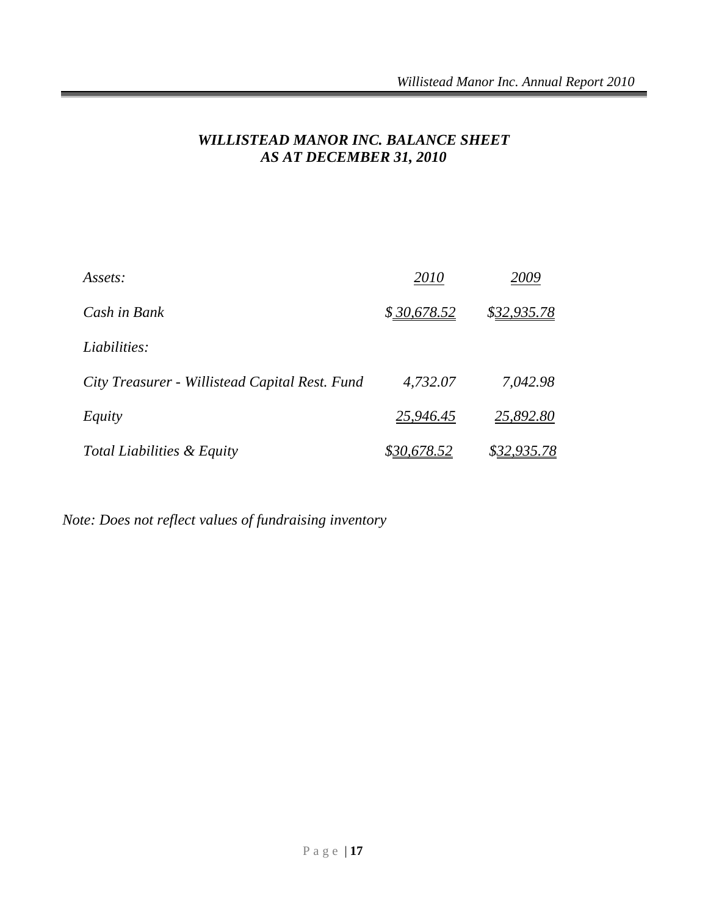## *WILLISTEAD MANOR INC. BALANCE SHEET*
## *AS AT DECEMBER 31, 2010*

| | | |
|---|---|---|
| *Assets:* | *2010* | *2009* |
| *Cash in Bank* | *$ 30,678.52* | *$32,935.78* |
| *Liabilities:* | | |
| *City Treasurer - Willistead Capital Rest. Fund* | *4,732.07* | *7,042.98* |
| *Equity* | *25,946.45* | *25,892.80* |
| *Total Liabilities & Equity* | *$30,678.52* | *$32,935.78* |

*Note: Does not reflect values of fundraising inventory*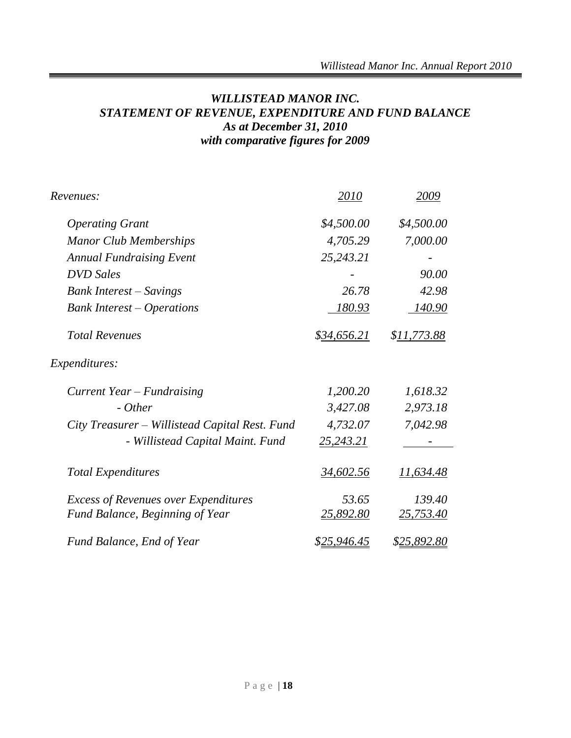***WILLISTEAD MANOR INC.***
***STATEMENT OF REVENUE, EXPENDITURE AND FUND BALANCE***
***As at December 31, 2010***
***with comparative figures for 2009***

| | *2010* | *2009* |
|---|---|---|
| *Revenues:* | | |
| *Operating Grant* | *$4,500.00* | *$4,500.00* |
| *Manor Club Memberships* | *4,705.29* | *7,000.00* |
| *Annual Fundraising Event* | *25,243.21* | *-* |
| *DVD Sales* | *-* | *90.00* |
| *Bank Interest – Savings* | *26.78* | *42.98* |
| *Bank Interest – Operations* | *180.93* | *140.90* |
| *Total Revenues* | *$34,656.21* | *$11,773.88* |
| *Expenditures:* | | |
| *Current Year – Fundraising* | *1,200.20* | *1,618.32* |
| *- Other* | *3,427.08* | *2,973.18* |
| *City Treasurer – Willistead Capital Rest. Fund* | *4,732.07* | *7,042.98* |
| *- Willistead Capital Maint. Fund* | *25,243.21* | *-* |
| *Total Expenditures* | *34,602.56* | *11,634.48* |
| *Excess of Revenues over Expenditures* | *53.65* | *139.40* |
| *Fund Balance, Beginning of Year* | *25,892.80* | *25,753.40* |
| *Fund Balance, End of Year* | *$25,946.45* | *$25,892.80* |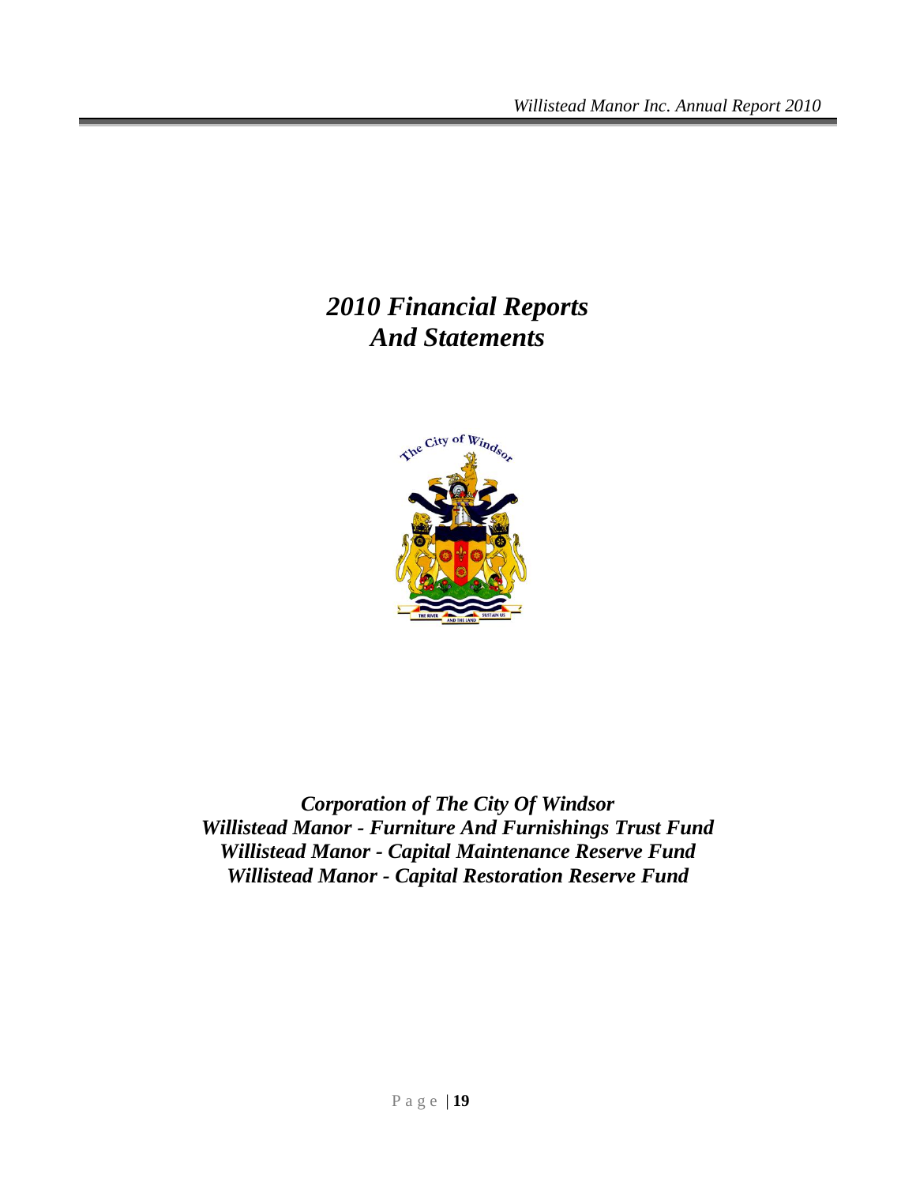# *2010 Financial Reports And Statements*

***Corporation of The City Of Windsor***
***Willistead Manor - Furniture And Furnishings Trust Fund***
***Willistead Manor - Capital Maintenance Reserve Fund***
***Willistead Manor - Capital Restoration Reserve Fund***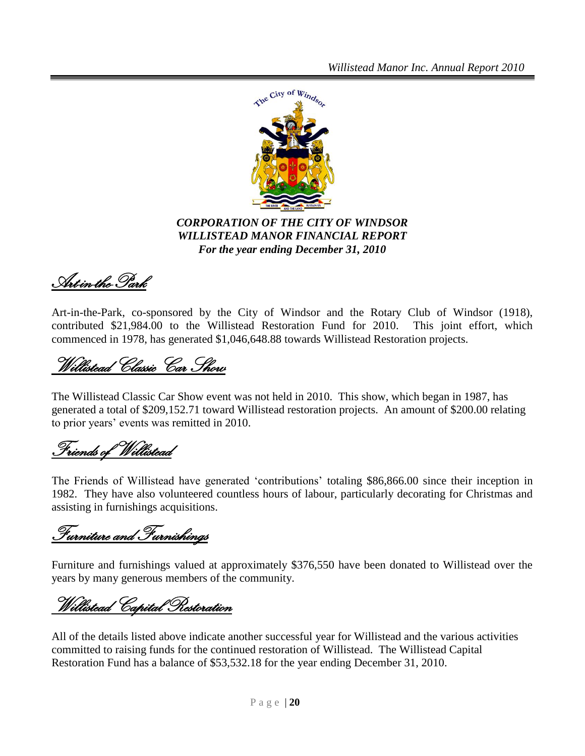***CORPORATION OF THE CITY OF WINDSOR***
***WILLISTEAD MANOR FINANCIAL REPORT***
***For the year ending December 31, 2010***

## *Art-in-the-Park*

Art-in-the-Park, co-sponsored by the City of Windsor and the Rotary Club of Windsor (1918), contributed $21,984.00 to the Willistead Restoration Fund for 2010. This joint effort, which commenced in 1978, has generated $1,046,648.88 towards Willistead Restoration projects.

## *Willistead Classic Car Show*

The Willistead Classic Car Show event was not held in 2010. This show, which began in 1987, has generated a total of $209,152.71 toward Willistead restoration projects. An amount of $200.00 relating to prior years' events was remitted in 2010.

## *Friends of Willistead*

The Friends of Willistead have generated 'contributions' totaling $86,866.00 since their inception in 1982. They have also volunteered countless hours of labour, particularly decorating for Christmas and assisting in furnishings acquisitions.

## *Furniture and Furnishings*

Furniture and furnishings valued at approximately $376,550 have been donated to Willistead over the years by many generous members of the community.

## *Willistead Capital Restoration*

All of the details listed above indicate another successful year for Willistead and the various activities committed to raising funds for the continued restoration of Willistead. The Willistead Capital Restoration Fund has a balance of $53,532.18 for the year ending December 31, 2010.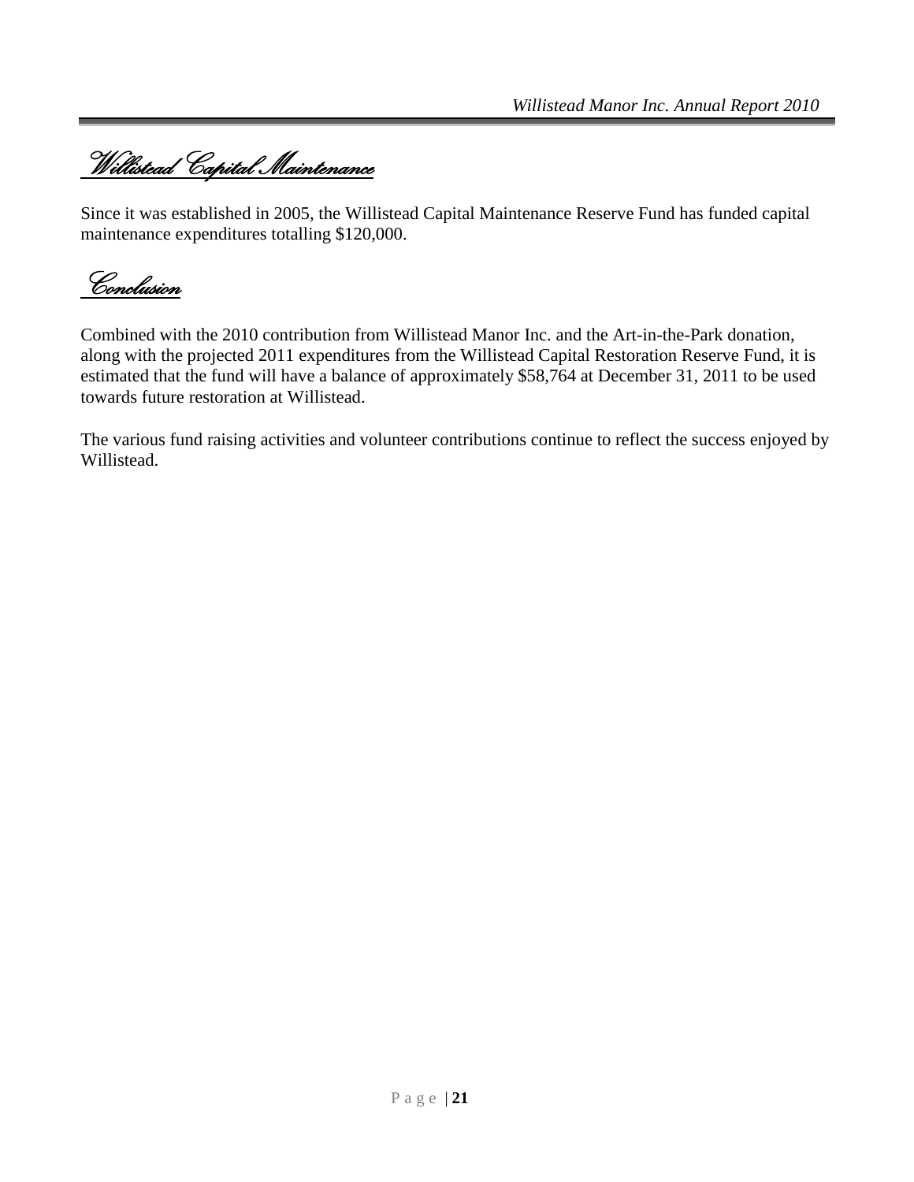## Willistead Capital Maintenance

Since it was established in 2005, the Willistead Capital Maintenance Reserve Fund has funded capital maintenance expenditures totalling $120,000.

## Conclusion

Combined with the 2010 contribution from Willistead Manor Inc. and the Art-in-the-Park donation, along with the projected 2011 expenditures from the Willistead Capital Restoration Reserve Fund, it is estimated that the fund will have a balance of approximately $58,764 at December 31, 2011 to be used towards future restoration at Willistead.

The various fund raising activities and volunteer contributions continue to reflect the success enjoyed by Willistead.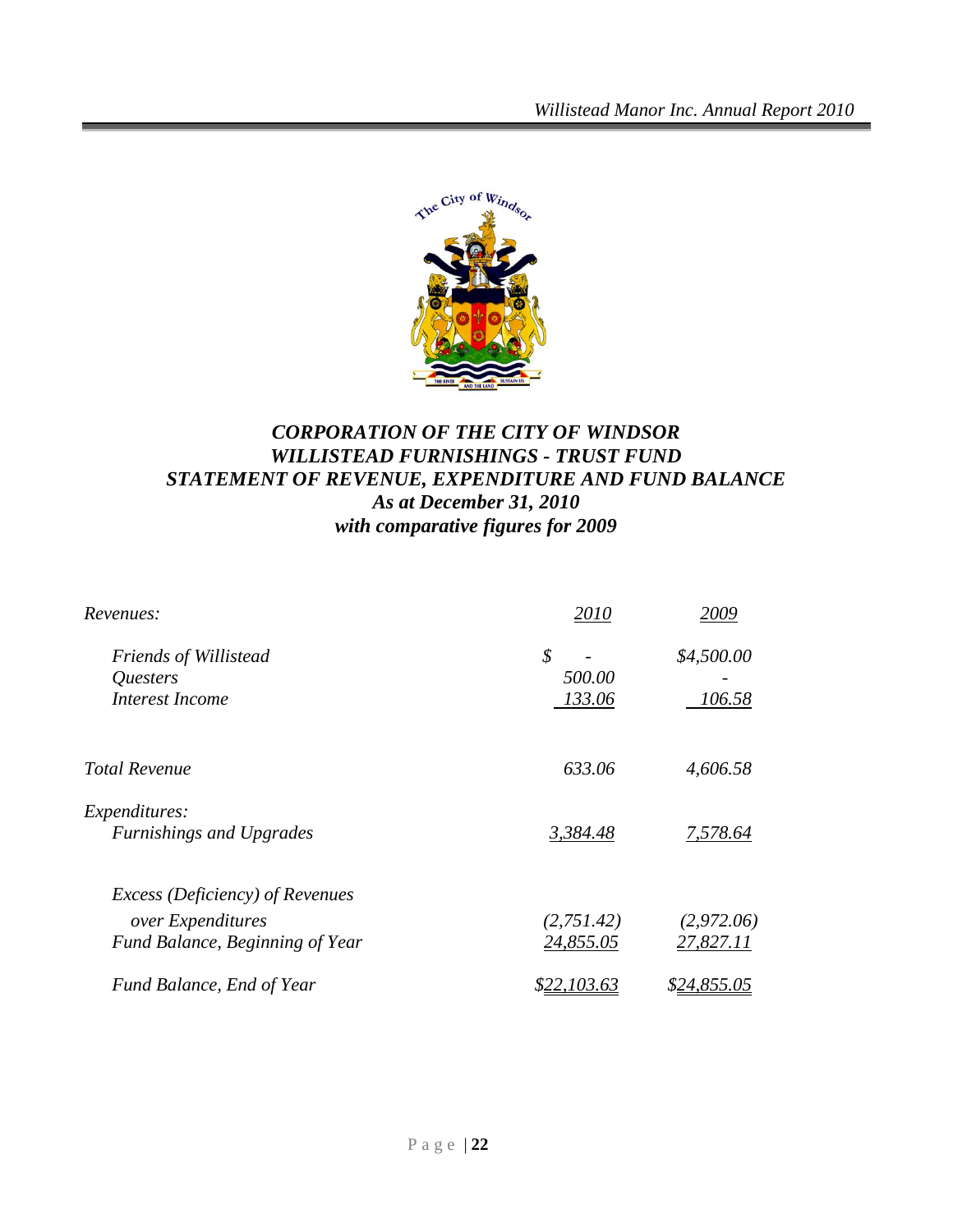### *CORPORATION OF THE CITY OF WINDSOR*
### *WILLISTEAD FURNISHINGS - TRUST FUND*
### *STATEMENT OF REVENUE, EXPENDITURE AND FUND BALANCE*
### *As at December 31, 2010*
### *with comparative figures for 2009*

| | 2010 | 2009 |
|---|---|---|
| *Revenues:* | | |
| *Friends of Willistead* | $ - | $4,500.00 |
| *Questers* | 500.00 | - |
| *Interest Income* | 133.06 | 106.58 |
| *Total Revenue* | 633.06 | 4,606.58 |
| *Expenditures:* | | |
| *Furnishings and Upgrades* | 3,384.48 | 7,578.64 |
| *Excess (Deficiency) of Revenues over Expenditures* | (2,751.42) | (2,972.06) |
| *Fund Balance, Beginning of Year* | 24,855.05 | 27,827.11 |
| *Fund Balance, End of Year* | $22,103.63 | $24,855.05 |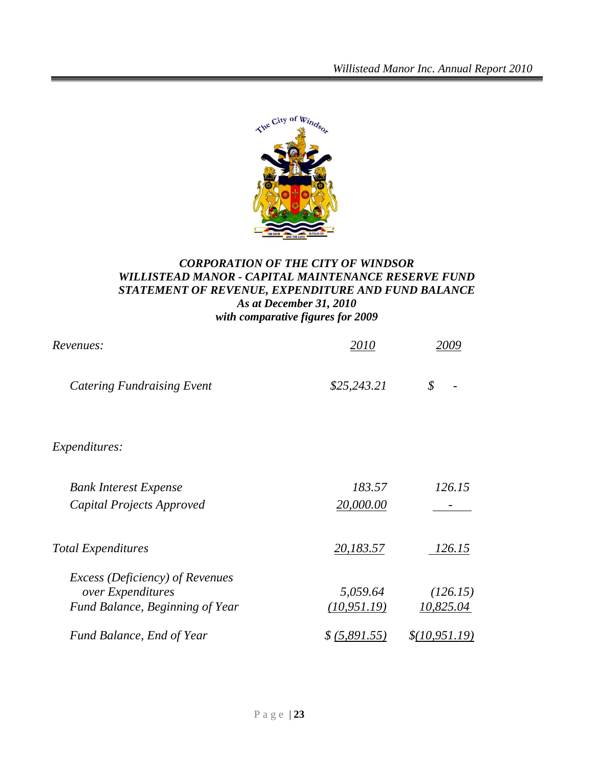***CORPORATION OF THE CITY OF WINDSOR***
***WILLISTEAD MANOR - CAPITAL MAINTENANCE RESERVE FUND***
***STATEMENT OF REVENUE, EXPENDITURE AND FUND BALANCE***
***As at December 31, 2010***
***with comparative figures for 2009***

| *Revenues:* | *2010* | *2009* |
|---|---|---|
| *Catering Fundraising Event* | *$25,243.21* | *$ -* |
| | | |
| *Expenditures:* | | |
| *Bank Interest Expense* | *183.57* | *126.15* |
| *Capital Projects Approved* | *20,000.00* | *-* |
| | | |
| *Total Expenditures* | *20,183.57* | *126.15* |
| | | |
| *Excess (Deficiency) of Revenues over Expenditures* | *5,059.64* | *(126.15)* |
| *Fund Balance, Beginning of Year* | *(10,951.19)* | *10,825.04* |
| | | |
| *Fund Balance, End of Year* | *$ (5,891.55)* | *$(10,951.19)* |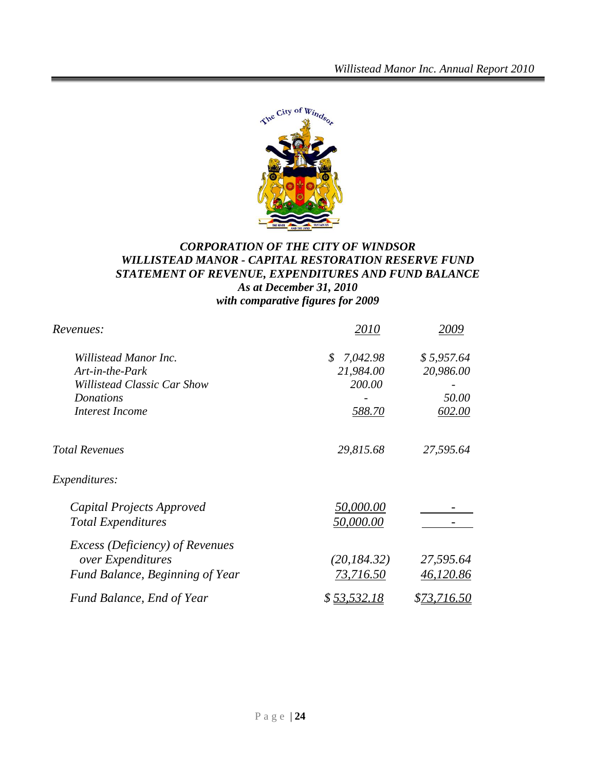***CORPORATION OF THE CITY OF WINDSOR***
***WILLISTEAD MANOR - CAPITAL RESTORATION RESERVE FUND***
***STATEMENT OF REVENUE, EXPENDITURES AND FUND BALANCE***
***As at December 31, 2010***
***with comparative figures for 2009***

| *Revenues:* | *2010* | *2009* |
|---|---|---|
| *Willistead Manor Inc.* | *$ 7,042.98* | *$ 5,957.64* |
| *Art-in-the-Park* | *21,984.00* | *20,986.00* |
| *Willistead Classic Car Show* | *200.00* | *-* |
| *Donations* | *-* | *50.00* |
| *Interest Income* | *588.70* | *602.00* |
| *Total Revenues* | *29,815.68* | *27,595.64* |
| *Expenditures:* | | |
| *Capital Projects Approved* | *50,000.00* | *-* |
| *Total Expenditures* | *50,000.00* | *-* |
| *Excess (Deficiency) of Revenues over Expenditures* | *(20,184.32)* | *27,595.64* |
| *Fund Balance, Beginning of Year* | *73,716.50* | *46,120.86* |
| *Fund Balance, End of Year* | *$ 53,532.18* | *$73,716.50* |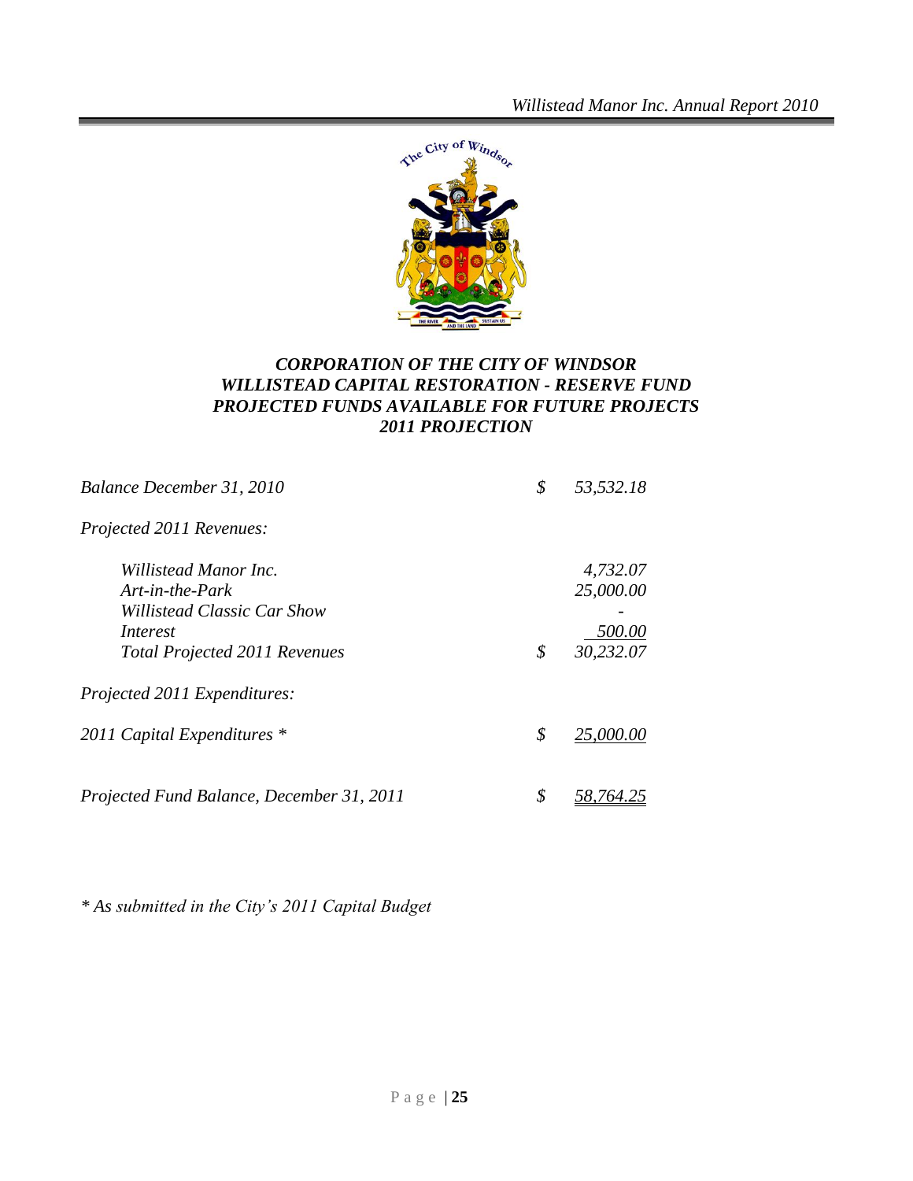***CORPORATION OF THE CITY OF WINDSOR***
***WILLISTEAD CAPITAL RESTORATION - RESERVE FUND***
***PROJECTED FUNDS AVAILABLE FOR FUTURE PROJECTS***
***2011 PROJECTION***

| | | |
|---|---|---|
| *Balance December 31, 2010* | *$* | *53,532.18* |
| *Projected 2011 Revenues:* | | |
| *Willistead Manor Inc.* | | *4,732.07* |
| *Art-in-the-Park* | | *25,000.00* |
| *Willistead Classic Car Show* | | *-* |
| *Interest* | | *500.00* |
| *Total Projected 2011 Revenues* | *$* | *30,232.07* |
| *Projected 2011 Expenditures:* | | |
| *2011 Capital Expenditures \** | *$* | *25,000.00* |
| *Projected Fund Balance, December 31, 2011* | *$* | *58,764.25* |

*\* As submitted in the City's 2011 Capital Budget*